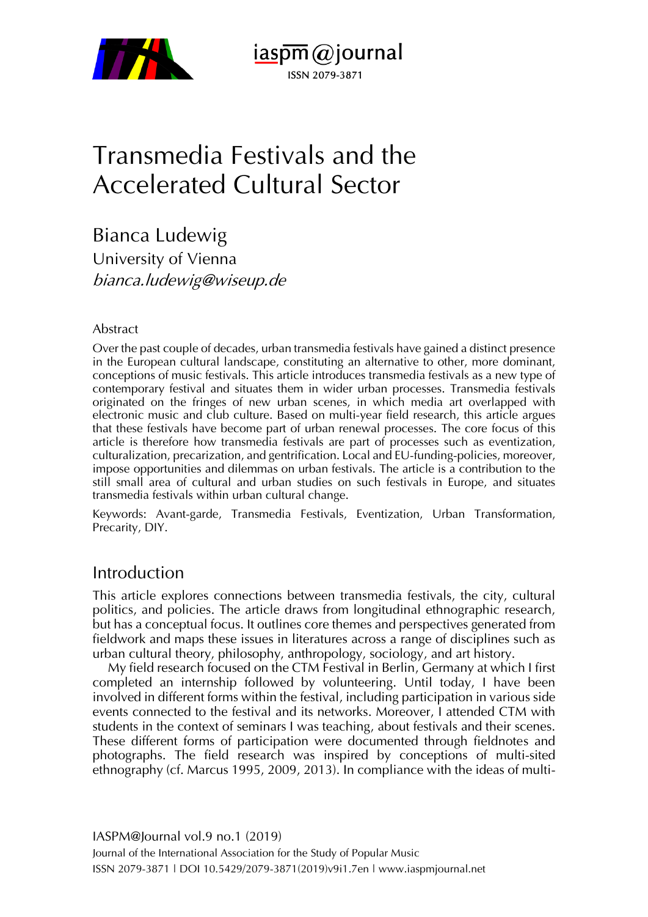# Transmedia Festivals and the Accelerated Cultural Sector

## Bianca Ludewig

University of Vienna

*bianca.ludewig@wiseup.de*

### Abstract

Over the past couple of decades, urban transmedia festivals have gained a distinct presence in the European cultural landscape, constituting an alternative to other, more dominant, conceptions of music festivals. This article introduces transmedia festivals as a new type of contemporary festival and situates them in wider urban processes. Transmedia festivals originated on the fringes of new urban scenes, in which media art overlapped with electronic music and club culture. Based on multi-year field research, this article argues that these festivals have become part of urban renewal processes. The core focus of this article is therefore how transmedia festivals are part of processes such as eventization, culturalization, precarization, and gentrification. Local and EU-funding-policies, moreover, impose opportunities and dilemmas on urban festivals. The article is a contribution to the still small area of cultural and urban studies on such festivals in Europe, and situates transmedia festivals within urban cultural change.

Keywords: Avant-garde, Transmedia Festivals, Eventization, Urban Transformation, Precarity, DIY.

## Introduction

This article explores connections between transmedia festivals, the city, cultural politics, and policies. The article draws from longitudinal ethnographic research, but has a conceptual focus. It outlines core themes and perspectives generated from fieldwork and maps these issues in literatures across a range of disciplines such as urban cultural theory, philosophy, anthropology, sociology, and art history.

My field research focused on the CTM Festival in Berlin, Germany at which I first completed an internship followed by volunteering. Until today, I have been involved in different forms within the festival, including participation in various side events connected to the festival and its networks. Moreover, I attended CTM with students in the context of seminars I was teaching, about festivals and their scenes. These different forms of participation were documented through fieldnotes and photographs. The field research was inspired by conceptions of multi-sited ethnography (cf. Marcus 1995, 2009, 2013). In compliance with the ideas of multi-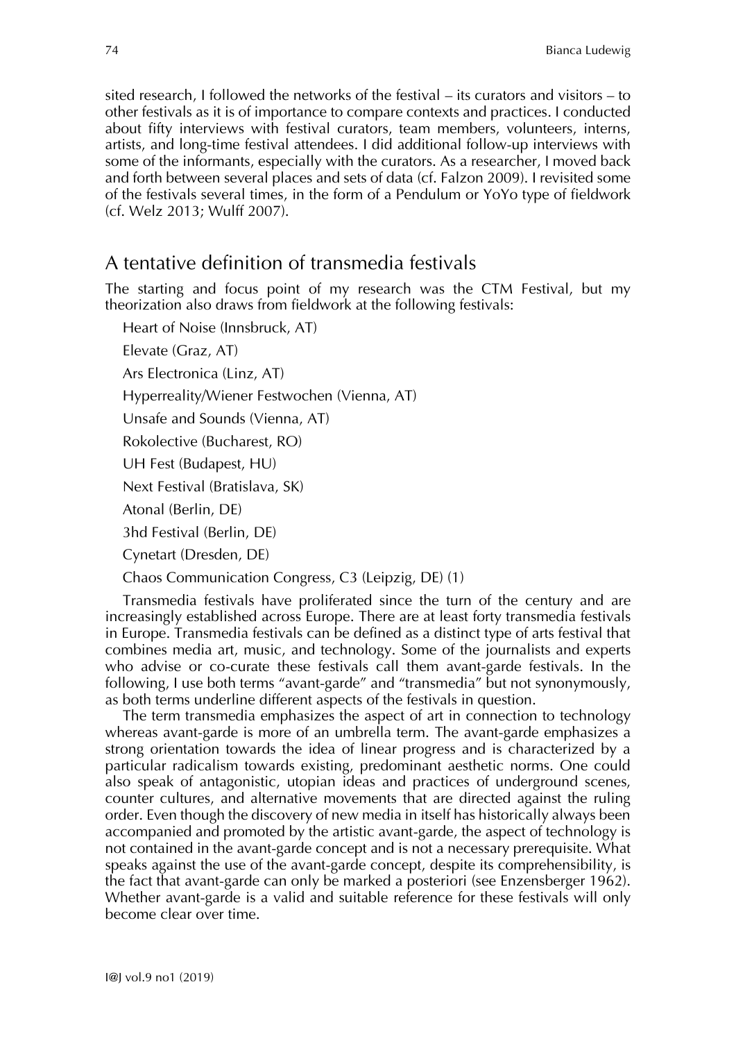sited research, I followed the networks of the festival – its curators and visitors – to other festivals as it is of importance to compare contexts and practices. I conducted about fifty interviews with festival curators, team members, volunteers, interns, artists, and long-time festival attendees. I did additional follow-up interviews with some of the informants, especially with the curators. As a researcher, I moved back and forth between several places and sets of data (cf. Falzon 2009). I revisited some of the festivals several times, in the form of a Pendulum or YoYo type of fieldwork (cf. Welz 2013; Wulff 2007).

## A tentative definition of transmedia festivals

The starting and focus point of my research was the CTM Festival, but my theorization also draws from fieldwork at the following festivals:

Heart of Noise (Innsbruck, AT)

Elevate (Graz, AT)

Ars Electronica (Linz, AT)

Hyperreality/Wiener Festwochen (Vienna, AT)

Unsafe and Sounds (Vienna, AT)

Rokolective (Bucharest, RO)

UH Fest (Budapest, HU)

Next Festival (Bratislava, SK)

Atonal (Berlin, DE)

3hd Festival (Berlin, DE)

Cynetart (Dresden, DE)

Chaos Communication Congress, C3 (Leipzig, DE) (1)

Transmedia festivals have proliferated since the turn of the century and are increasingly established across Europe. There are at least forty transmedia festivals in Europe. Transmedia festivals can be defined as a distinct type of arts festival that combines media art, music, and technology. Some of the journalists and experts who advise or co-curate these festivals call them avant-garde festivals. In the following, I use both terms "avant-garde" and "transmedia" but not synonymously, as both terms underline different aspects of the festivals in question.

The term transmedia emphasizes the aspect of art in connection to technology whereas avant-garde is more of an umbrella term. The avant-garde emphasizes a strong orientation towards the idea of linear progress and is characterized by a particular radicalism towards existing, predominant aesthetic norms. One could also speak of antagonistic, utopian ideas and practices of underground scenes, counter cultures, and alternative movements that are directed against the ruling order. Even though the discovery of new media in itself has historically always been accompanied and promoted by the artistic avant-garde, the aspect of technology is not contained in the avant-garde concept and is not a necessary prerequisite. What speaks against the use of the avant-garde concept, despite its comprehensibility, is the fact that avant-garde can only be marked a posteriori (see Enzensberger 1962). Whether avant-garde is a valid and suitable reference for these festivals will only become clear over time.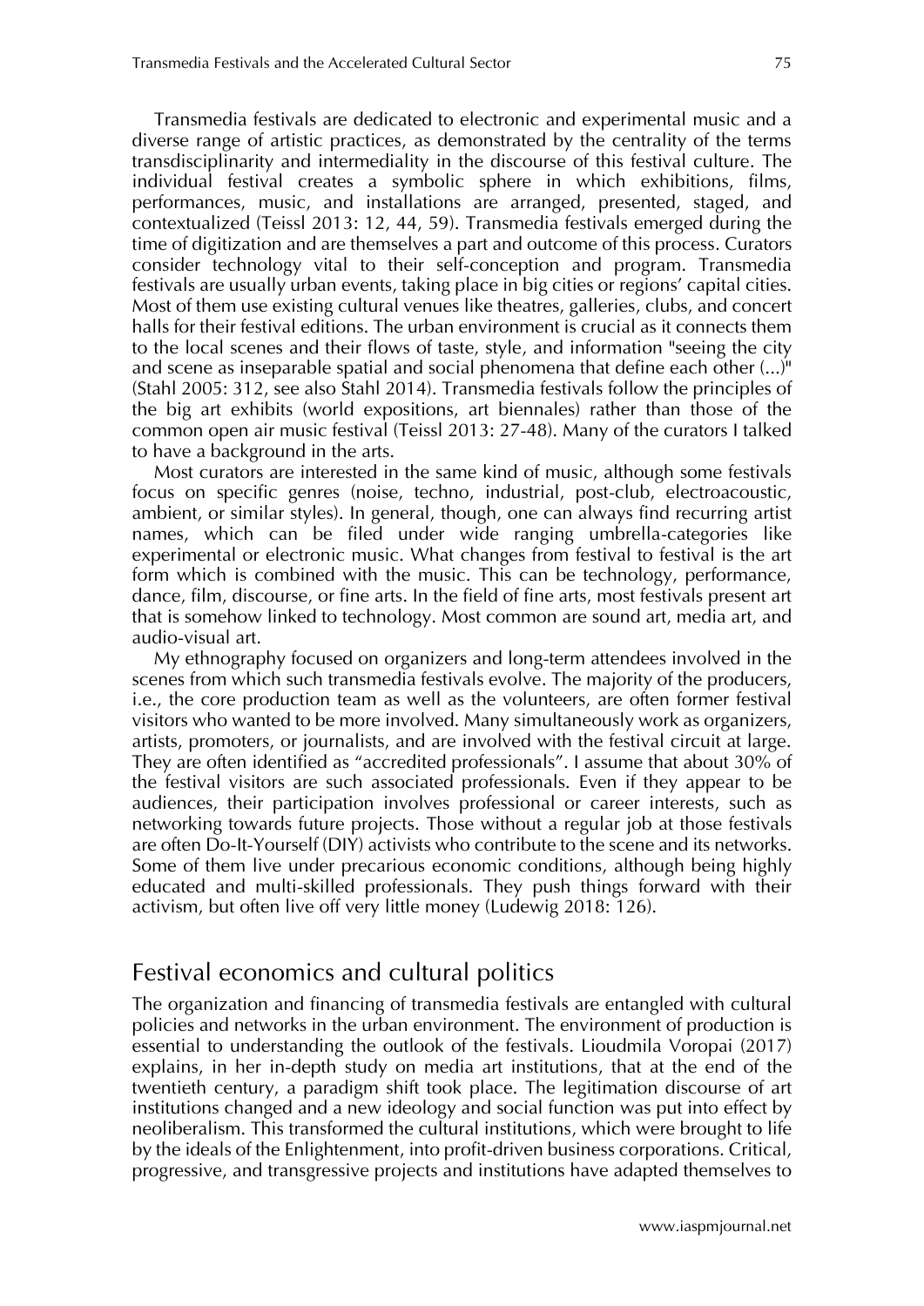Transmedia festivals are dedicated to electronic and experimental music and a diverse range of artistic practices, as demonstrated by the centrality of the terms transdisciplinarity and intermediality in the discourse of this festival culture. The individual festival creates a symbolic sphere in which exhibitions, films, performances, music, and installations are arranged, presented, staged, and contextualized (Teissl 2013: 12, 44, 59). Transmedia festivals emerged during the time of digitization and are themselves a part and outcome of this process. Curators consider technology vital to their self-conception and program. Transmedia festivals are usually urban events, taking place in big cities or regions' capital cities. Most of them use existing cultural venues like theatres, galleries, clubs, and concert halls for their festival editions. The urban environment is crucial as it connects them to the local scenes and their flows of taste, style, and information "seeing the city and scene as inseparable spatial and social phenomena that define each other (...)" (Stahl 2005: 312, see also Stahl 2014). Transmedia festivals follow the principles of the big art exhibits (world expositions, art biennales) rather than those of the common open air music festival (Teissl 2013: 27-48). Many of the curators I talked to have a background in the arts.

Most curators are interested in the same kind of music, although some festivals focus on specific genres (noise, techno, industrial, post-club, electroacoustic, ambient, or similar styles). In general, though, one can always find recurring artist names, which can be filed under wide ranging umbrella-categories like experimental or electronic music. What changes from festival to festival is the art form which is combined with the music. This can be technology, performance, dance, film, discourse, or fine arts. In the field of fine arts, most festivals present art that is somehow linked to technology. Most common are sound art, media art, and audio-visual art.

My ethnography focused on organizers and long-term attendees involved in the scenes from which such transmedia festivals evolve. The majority of the producers, i.e., the core production team as well as the volunteers, are often former festival visitors who wanted to be more involved. Many simultaneously work as organizers, artists, promoters, or journalists, and are involved with the festival circuit at large. They are often identified as "accredited professionals". I assume that about 30% of the festival visitors are such associated professionals. Even if they appear to be audiences, their participation involves professional or career interests, such as networking towards future projects. Those without a regular job at those festivals are often Do-It-Yourself (DIY) activists who contribute to the scene and its networks. Some of them live under precarious economic conditions, although being highly educated and multi-skilled professionals. They push things forward with their activism, but often live off very little money (Ludewig 2018: 126).

## Festival economics and cultural politics

The organization and financing of transmedia festivals are entangled with cultural policies and networks in the urban environment. The environment of production is essential to understanding the outlook of the festivals. Lioudmila Voropai (2017) explains, in her in-depth study on media art institutions, that at the end of the twentieth century, a paradigm shift took place. The legitimation discourse of art institutions changed and a new ideology and social function was put into effect by neoliberalism. This transformed the cultural institutions, which were brought to life by the ideals of the Enlightenment, into profit-driven business corporations. Critical, progressive, and transgressive projects and institutions have adapted themselves to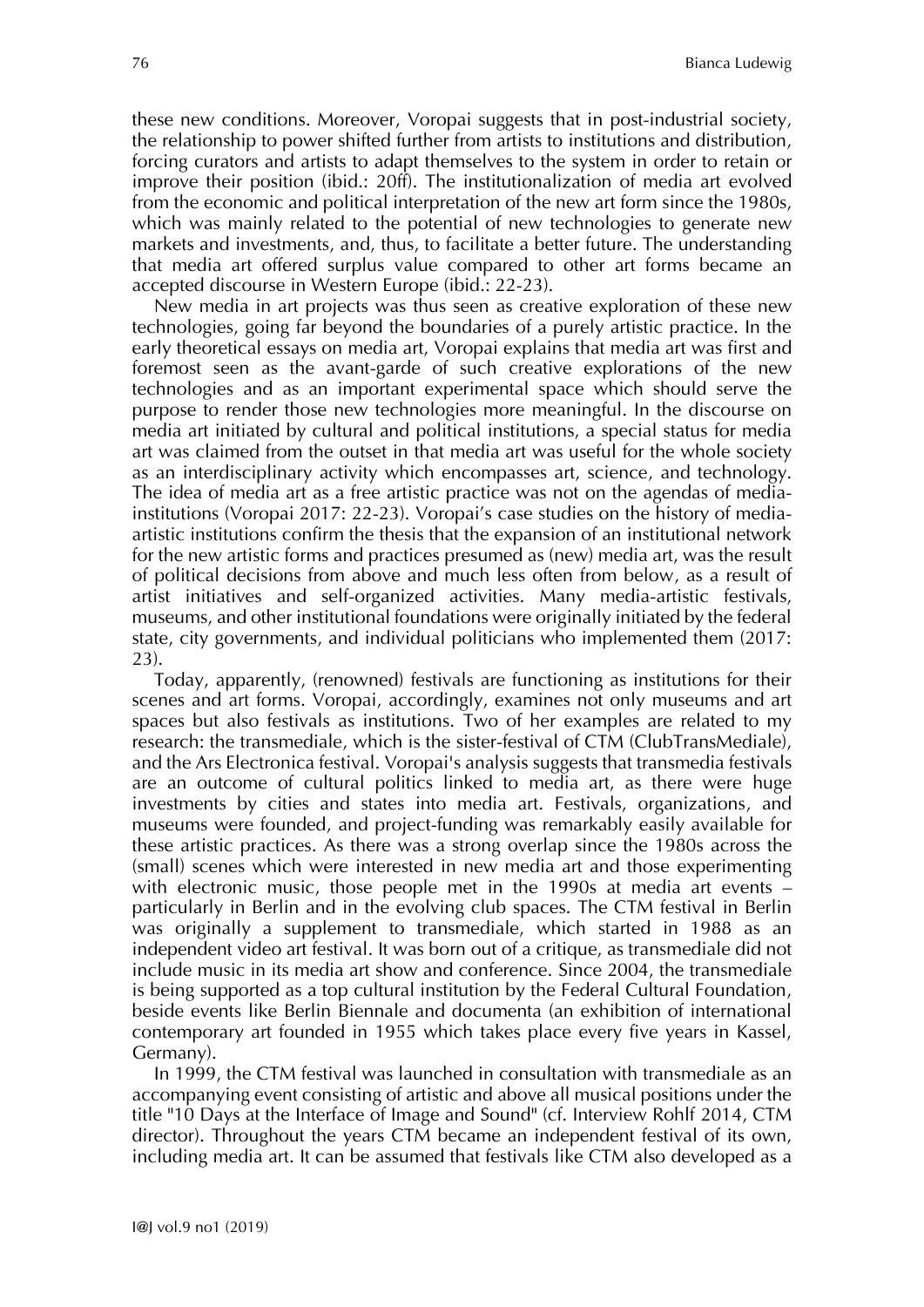these new conditions. Moreover, Voropai suggests that in post-industrial society, the relationship to power shifted further from artists to institutions and distribution, forcing curators and artists to adapt themselves to the system in order to retain or improve their position (ibid.: 20ff). The institutionalization of media art evolved from the economic and political interpretation of the new art form since the 1980s, which was mainly related to the potential of new technologies to generate new markets and investments, and, thus, to facilitate a better future. The understanding that media art offered surplus value compared to other art forms became an accepted discourse in Western Europe (ibid.: 22-23).

New media in art projects was thus seen as creative exploration of these new technologies, going far beyond the boundaries of a purely artistic practice. In the early theoretical essays on media art, Voropai explains that media art was first and foremost seen as the avant-garde of such creative explorations of the new technologies and as an important experimental space which should serve the purpose to render those new technologies more meaningful. In the discourse on media art initiated by cultural and political institutions, a special status for media art was claimed from the outset in that media art was useful for the whole society as an interdisciplinary activity which encompasses art, science, and technology. The idea of media art as a free artistic practice was not on the agendas of media-institutions (Voropai 2017: 22-23). Voropai's case studies on the history of media-artistic institutions confirm the thesis that the expansion of an institutional network for the new artistic forms and practices presumed as (new) media art, was the result of political decisions from above and much less often from below, as a result of artist initiatives and self-organized activities. Many media-artistic festivals, museums, and other institutional foundations were originally initiated by the federal state, city governments, and individual politicians who implemented them (2017: 23).

Today, apparently, (renowned) festivals are functioning as institutions for their scenes and art forms. Voropai, accordingly, examines not only museums and art spaces but also festivals as institutions. Two of her examples are related to my research: the transmediale, which is the sister-festival of CTM (ClubTransMediale), and the Ars Electronica festival. Voropai's analysis suggests that transmedia festivals are an outcome of cultural politics linked to media art, as there were huge investments by cities and states into media art. Festivals, organizations, and museums were founded, and project-funding was remarkably easily available for these artistic practices. As there was a strong overlap since the 1980s across the (small) scenes which were interested in new media art and those experimenting with electronic music, those people met in the 1990s at media art events – particularly in Berlin and in the evolving club spaces. The CTM festival in Berlin was originally a supplement to transmediale, which started in 1988 as an independent video art festival. It was born out of a critique, as transmediale did not include music in its media art show and conference. Since 2004, the transmediale is being supported as a top cultural institution by the Federal Cultural Foundation, beside events like Berlin Biennale and documenta (an exhibition of international contemporary art founded in 1955 which takes place every five years in Kassel, Germany).

In 1999, the CTM festival was launched in consultation with transmediale as an accompanying event consisting of artistic and above all musical positions under the title "10 Days at the Interface of Image and Sound" (cf. Interview Rohlf 2014, CTM director). Throughout the years CTM became an independent festival of its own, including media art. It can be assumed that festivals like CTM also developed as a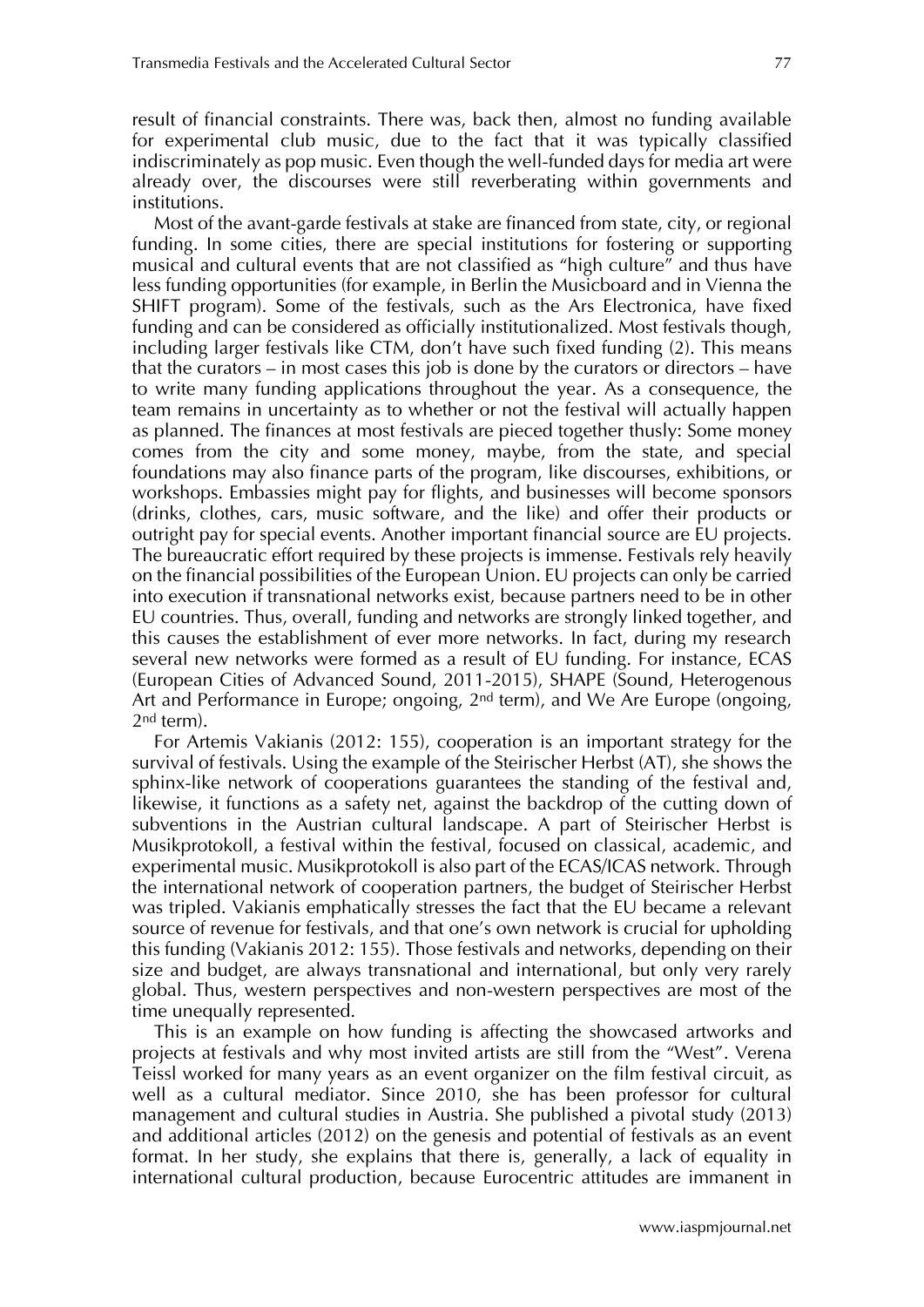result of financial constraints. There was, back then, almost no funding available for experimental club music, due to the fact that it was typically classified indiscriminately as pop music. Even though the well-funded days for media art were already over, the discourses were still reverberating within governments and institutions.

Most of the avant-garde festivals at stake are financed from state, city, or regional funding. In some cities, there are special institutions for fostering or supporting musical and cultural events that are not classified as "high culture" and thus have less funding opportunities (for example, in Berlin the Musicboard and in Vienna the SHIFT program). Some of the festivals, such as the Ars Electronica, have fixed funding and can be considered as officially institutionalized. Most festivals though, including larger festivals like CTM, don't have such fixed funding (2). This means that the curators – in most cases this job is done by the curators or directors – have to write many funding applications throughout the year. As a consequence, the team remains in uncertainty as to whether or not the festival will actually happen as planned. The finances at most festivals are pieced together thusly: Some money comes from the city and some money, maybe, from the state, and special foundations may also finance parts of the program, like discourses, exhibitions, or workshops. Embassies might pay for flights, and businesses will become sponsors (drinks, clothes, cars, music software, and the like) and offer their products or outright pay for special events. Another important financial source are EU projects. The bureaucratic effort required by these projects is immense. Festivals rely heavily on the financial possibilities of the European Union. EU projects can only be carried into execution if transnational networks exist, because partners need to be in other EU countries. Thus, overall, funding and networks are strongly linked together, and this causes the establishment of ever more networks. In fact, during my research several new networks were formed as a result of EU funding. For instance, ECAS (European Cities of Advanced Sound, 2011-2015), SHAPE (Sound, Heterogenous Art and Performance in Europe; ongoing, 2nd term), and We Are Europe (ongoing, 2nd term).

For Artemis Vakianis (2012: 155), cooperation is an important strategy for the survival of festivals. Using the example of the Steirischer Herbst (AT), she shows the sphinx-like network of cooperations guarantees the standing of the festival and, likewise, it functions as a safety net, against the backdrop of the cutting down of subventions in the Austrian cultural landscape. A part of Steirischer Herbst is Musikprotokoll, a festival within the festival, focused on classical, academic, and experimental music. Musikprotokoll is also part of the ECAS/ICAS network. Through the international network of cooperation partners, the budget of Steirischer Herbst was tripled. Vakianis emphatically stresses the fact that the EU became a relevant source of revenue for festivals, and that one's own network is crucial for upholding this funding (Vakianis 2012: 155). Those festivals and networks, depending on their size and budget, are always transnational and international, but only very rarely global. Thus, western perspectives and non-western perspectives are most of the time unequally represented.

This is an example on how funding is affecting the showcased artworks and projects at festivals and why most invited artists are still from the "West". Verena Teissl worked for many years as an event organizer on the film festival circuit, as well as a cultural mediator. Since 2010, she has been professor for cultural management and cultural studies in Austria. She published a pivotal study (2013) and additional articles (2012) on the genesis and potential of festivals as an event format. In her study, she explains that there is, generally, a lack of equality in international cultural production, because Eurocentric attitudes are immanent in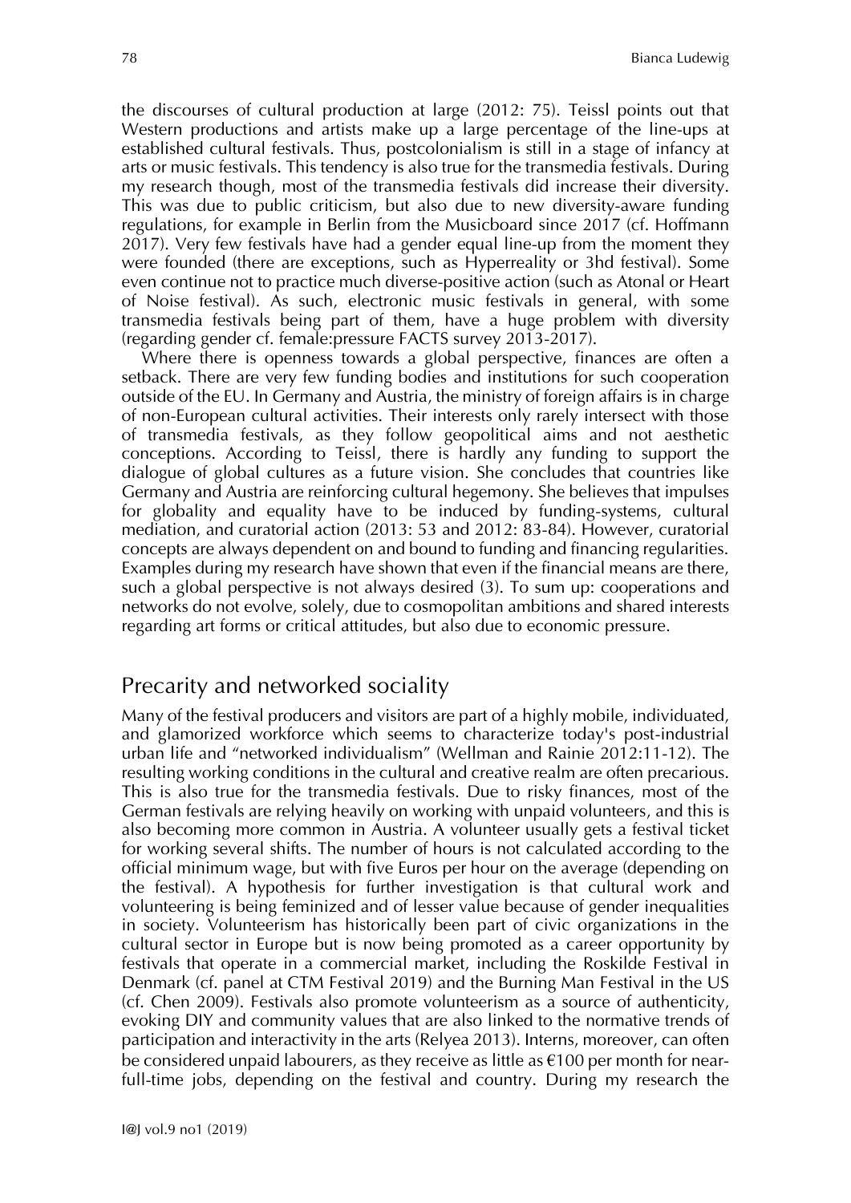the discourses of cultural production at large (2012: 75). Teissl points out that Western productions and artists make up a large percentage of the line-ups at established cultural festivals. Thus, postcolonialism is still in a stage of infancy at arts or music festivals. This tendency is also true for the transmedia festivals. During my research though, most of the transmedia festivals did increase their diversity. This was due to public criticism, but also due to new diversity-aware funding regulations, for example in Berlin from the Musicboard since 2017 (cf. Hoffmann 2017). Very few festivals have had a gender equal line-up from the moment they were founded (there are exceptions, such as Hyperreality or 3hd festival). Some even continue not to practice much diverse-positive action (such as Atonal or Heart of Noise festival). As such, electronic music festivals in general, with some transmedia festivals being part of them, have a huge problem with diversity (regarding gender cf. female:pressure FACTS survey 2013-2017).

Where there is openness towards a global perspective, finances are often a setback. There are very few funding bodies and institutions for such cooperation outside of the EU. In Germany and Austria, the ministry of foreign affairs is in charge of non-European cultural activities. Their interests only rarely intersect with those of transmedia festivals, as they follow geopolitical aims and not aesthetic conceptions. According to Teissl, there is hardly any funding to support the dialogue of global cultures as a future vision. She concludes that countries like Germany and Austria are reinforcing cultural hegemony. She believes that impulses for globality and equality have to be induced by funding-systems, cultural mediation, and curatorial action (2013: 53 and 2012: 83-84). However, curatorial concepts are always dependent on and bound to funding and financing regularities. Examples during my research have shown that even if the financial means are there, such a global perspective is not always desired (3). To sum up: cooperations and networks do not evolve, solely, due to cosmopolitan ambitions and shared interests regarding art forms or critical attitudes, but also due to economic pressure.

## Precarity and networked sociality

Many of the festival producers and visitors are part of a highly mobile, individuated, and glamorized workforce which seems to characterize today's post-industrial urban life and "networked individualism" (Wellman and Rainie 2012:11-12). The resulting working conditions in the cultural and creative realm are often precarious. This is also true for the transmedia festivals. Due to risky finances, most of the German festivals are relying heavily on working with unpaid volunteers, and this is also becoming more common in Austria. A volunteer usually gets a festival ticket for working several shifts. The number of hours is not calculated according to the official minimum wage, but with five Euros per hour on the average (depending on the festival). A hypothesis for further investigation is that cultural work and volunteering is being feminized and of lesser value because of gender inequalities in society. Volunteerism has historically been part of civic organizations in the cultural sector in Europe but is now being promoted as a career opportunity by festivals that operate in a commercial market, including the Roskilde Festival in Denmark (cf. panel at CTM Festival 2019) and the Burning Man Festival in the US (cf. Chen 2009). Festivals also promote volunteerism as a source of authenticity, evoking DIY and community values that are also linked to the normative trends of participation and interactivity in the arts (Relyea 2013). Interns, moreover, can often be considered unpaid labourers, as they receive as little as €100 per month for near-full-time jobs, depending on the festival and country. During my research the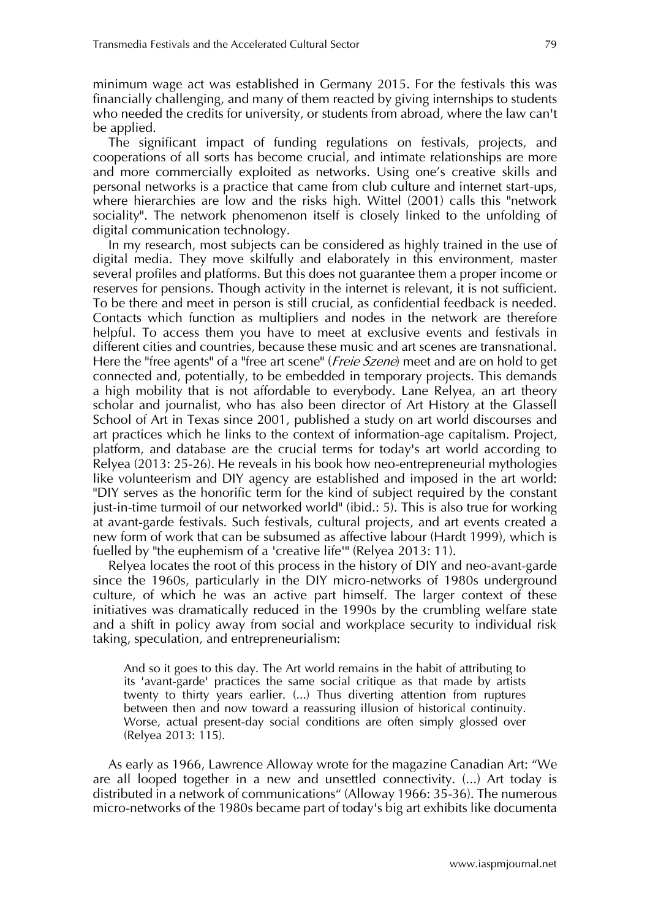minimum wage act was established in Germany 2015. For the festivals this was financially challenging, and many of them reacted by giving internships to students who needed the credits for university, or students from abroad, where the law can't be applied.

The significant impact of funding regulations on festivals, projects, and cooperations of all sorts has become crucial, and intimate relationships are more and more commercially exploited as networks. Using one's creative skills and personal networks is a practice that came from club culture and internet start-ups, where hierarchies are low and the risks high. Wittel (2001) calls this "network sociality". The network phenomenon itself is closely linked to the unfolding of digital communication technology.

In my research, most subjects can be considered as highly trained in the use of digital media. They move skilfully and elaborately in this environment, master several profiles and platforms. But this does not guarantee them a proper income or reserves for pensions. Though activity in the internet is relevant, it is not sufficient. To be there and meet in person is still crucial, as confidential feedback is needed. Contacts which function as multipliers and nodes in the network are therefore helpful. To access them you have to meet at exclusive events and festivals in different cities and countries, because these music and art scenes are transnational. Here the "free agents" of a "free art scene" (*Freie Szene*) meet and are on hold to get connected and, potentially, to be embedded in temporary projects. This demands a high mobility that is not affordable to everybody. Lane Relyea, an art theory scholar and journalist, who has also been director of Art History at the Glassell School of Art in Texas since 2001, published a study on art world discourses and art practices which he links to the context of information-age capitalism. Project, platform, and database are the crucial terms for today's art world according to Relyea (2013: 25-26). He reveals in his book how neo-entrepreneurial mythologies like volunteerism and DIY agency are established and imposed in the art world: "DIY serves as the honorific term for the kind of subject required by the constant just-in-time turmoil of our networked world" (ibid.: 5). This is also true for working at avant-garde festivals. Such festivals, cultural projects, and art events created a new form of work that can be subsumed as affective labour (Hardt 1999), which is fuelled by "the euphemism of a 'creative life'" (Relyea 2013: 11).

Relyea locates the root of this process in the history of DIY and neo-avant-garde since the 1960s, particularly in the DIY micro-networks of 1980s underground culture, of which he was an active part himself. The larger context of these initiatives was dramatically reduced in the 1990s by the crumbling welfare state and a shift in policy away from social and workplace security to individual risk taking, speculation, and entrepreneurialism:

> And so it goes to this day. The Art world remains in the habit of attributing to its 'avant-garde' practices the same social critique as that made by artists twenty to thirty years earlier. (...) Thus diverting attention from ruptures between then and now toward a reassuring illusion of historical continuity. Worse, actual present-day social conditions are often simply glossed over (Relyea 2013: 115).

As early as 1966, Lawrence Alloway wrote for the magazine Canadian Art: "We are all looped together in a new and unsettled connectivity. (...) Art today is distributed in a network of communications" (Alloway 1966: 35-36). The numerous micro-networks of the 1980s became part of today's big art exhibits like documenta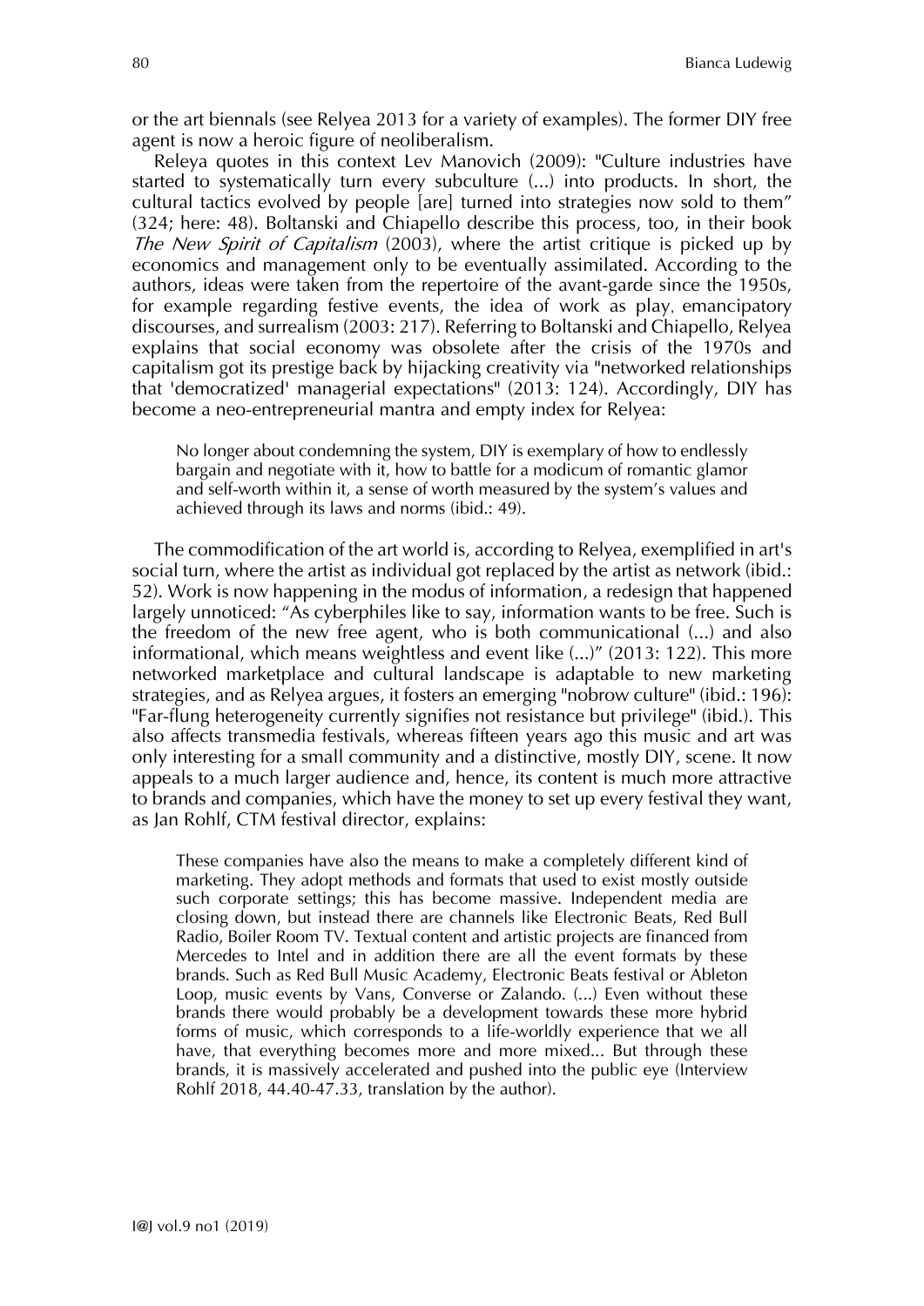or the art biennals (see Relyea 2013 for a variety of examples). The former DIY free agent is now a heroic figure of neoliberalism.

Releya quotes in this context Lev Manovich (2009): "Culture industries have started to systematically turn every subculture (...) into products. In short, the cultural tactics evolved by people [are] turned into strategies now sold to them" (324; here: 48). Boltanski and Chiapello describe this process, too, in their book *The New Spirit of Capitalism* (2003), where the artist critique is picked up by economics and management only to be eventually assimilated. According to the authors, ideas were taken from the repertoire of the avant-garde since the 1950s, for example regarding festive events, the idea of work as play, emancipatory discourses, and surrealism (2003: 217). Referring to Boltanski and Chiapello, Relyea explains that social economy was obsolete after the crisis of the 1970s and capitalism got its prestige back by hijacking creativity via "networked relationships that 'democratized' managerial expectations" (2013: 124). Accordingly, DIY has become a neo-entrepreneurial mantra and empty index for Relyea:

> No longer about condemning the system, DIY is exemplary of how to endlessly bargain and negotiate with it, how to battle for a modicum of romantic glamor and self-worth within it, a sense of worth measured by the system's values and achieved through its laws and norms (ibid.: 49).

The commodification of the art world is, according to Relyea, exemplified in art's social turn, where the artist as individual got replaced by the artist as network (ibid.: 52). Work is now happening in the modus of information, a redesign that happened largely unnoticed: "As cyberphiles like to say, information wants to be free. Such is the freedom of the new free agent, who is both communicational (...) and also informational, which means weightless and event like (...)" (2013: 122). This more networked marketplace and cultural landscape is adaptable to new marketing strategies, and as Relyea argues, it fosters an emerging "nobrow culture" (ibid.: 196): "Far-flung heterogeneity currently signifies not resistance but privilege" (ibid.). This also affects transmedia festivals, whereas fifteen years ago this music and art was only interesting for a small community and a distinctive, mostly DIY, scene. It now appeals to a much larger audience and, hence, its content is much more attractive to brands and companies, which have the money to set up every festival they want, as Jan Rohlf, CTM festival director, explains:

> These companies have also the means to make a completely different kind of marketing. They adopt methods and formats that used to exist mostly outside such corporate settings; this has become massive. Independent media are closing down, but instead there are channels like Electronic Beats, Red Bull Radio, Boiler Room TV. Textual content and artistic projects are financed from Mercedes to Intel and in addition there are all the event formats by these brands. Such as Red Bull Music Academy, Electronic Beats festival or Ableton Loop, music events by Vans, Converse or Zalando. (...) Even without these brands there would probably be a development towards these more hybrid forms of music, which corresponds to a life-worldly experience that we all have, that everything becomes more and more mixed... But through these brands, it is massively accelerated and pushed into the public eye (Interview Rohlf 2018, 44.40-47.33, translation by the author).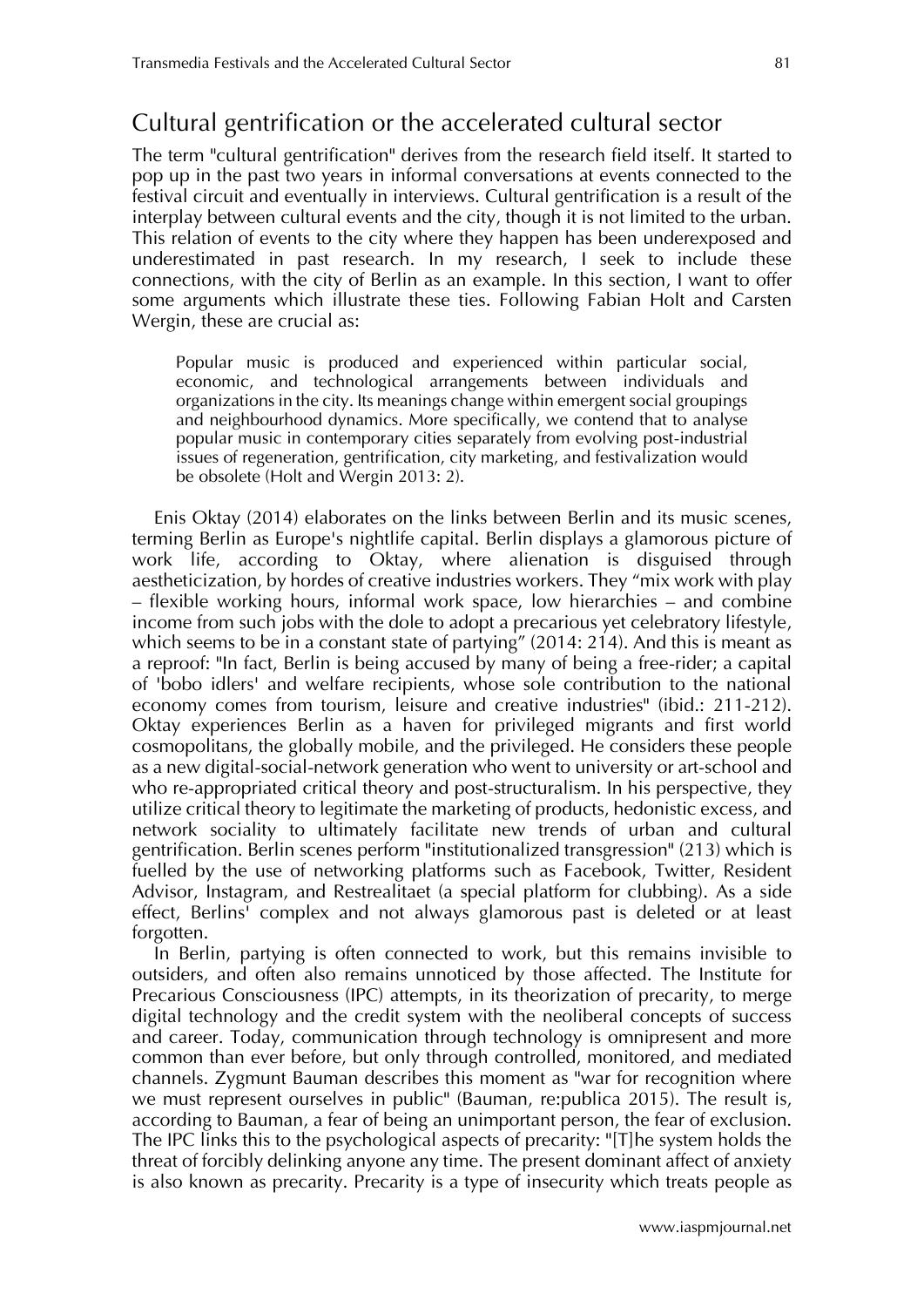## Cultural gentrification or the accelerated cultural sector

The term "cultural gentrification" derives from the research field itself. It started to pop up in the past two years in informal conversations at events connected to the festival circuit and eventually in interviews. Cultural gentrification is a result of the interplay between cultural events and the city, though it is not limited to the urban. This relation of events to the city where they happen has been underexposed and underestimated in past research. In my research, I seek to include these connections, with the city of Berlin as an example. In this section, I want to offer some arguments which illustrate these ties. Following Fabian Holt and Carsten Wergin, these are crucial as:

> Popular music is produced and experienced within particular social, economic, and technological arrangements between individuals and organizations in the city. Its meanings change within emergent social groupings and neighbourhood dynamics. More specifically, we contend that to analyse popular music in contemporary cities separately from evolving post-industrial issues of regeneration, gentrification, city marketing, and festivalization would be obsolete (Holt and Wergin 2013: 2).

Enis Oktay (2014) elaborates on the links between Berlin and its music scenes, terming Berlin as Europe's nightlife capital. Berlin displays a glamorous picture of work life, according to Oktay, where alienation is disguised through aestheticization, by hordes of creative industries workers. They "mix work with play – flexible working hours, informal work space, low hierarchies – and combine income from such jobs with the dole to adopt a precarious yet celebratory lifestyle, which seems to be in a constant state of partying" (2014: 214). And this is meant as a reproof: "In fact, Berlin is being accused by many of being a free-rider; a capital of 'bobo idlers' and welfare recipients, whose sole contribution to the national economy comes from tourism, leisure and creative industries" (ibid.: 211-212). Oktay experiences Berlin as a haven for privileged migrants and first world cosmopolitans, the globally mobile, and the privileged. He considers these people as a new digital-social-network generation who went to university or art-school and who re-appropriated critical theory and post-structuralism. In his perspective, they utilize critical theory to legitimate the marketing of products, hedonistic excess, and network sociality to ultimately facilitate new trends of urban and cultural gentrification. Berlin scenes perform "institutionalized transgression" (213) which is fuelled by the use of networking platforms such as Facebook, Twitter, Resident Advisor, Instagram, and Restrealitaet (a special platform for clubbing). As a side effect, Berlins' complex and not always glamorous past is deleted or at least forgotten.

In Berlin, partying is often connected to work, but this remains invisible to outsiders, and often also remains unnoticed by those affected. The Institute for Precarious Consciousness (IPC) attempts, in its theorization of precarity, to merge digital technology and the credit system with the neoliberal concepts of success and career. Today, communication through technology is omnipresent and more common than ever before, but only through controlled, monitored, and mediated channels. Zygmunt Bauman describes this moment as "war for recognition where we must represent ourselves in public" (Bauman, re:publica 2015). The result is, according to Bauman, a fear of being an unimportant person, the fear of exclusion. The IPC links this to the psychological aspects of precarity: "[T]he system holds the threat of forcibly delinking anyone any time. The present dominant affect of anxiety is also known as precarity. Precarity is a type of insecurity which treats people as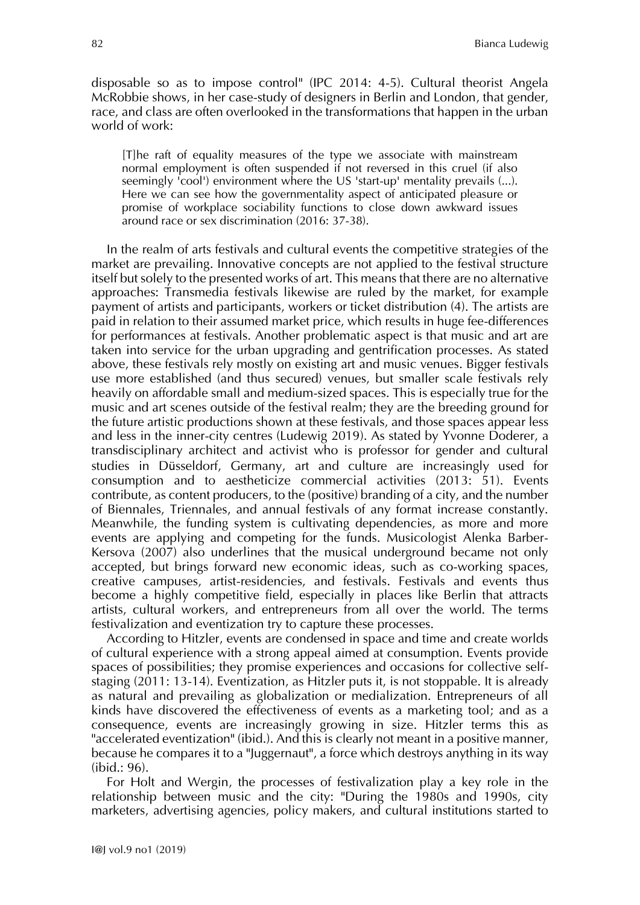disposable so as to impose control" (IPC 2014: 4-5). Cultural theorist Angela McRobbie shows, in her case-study of designers in Berlin and London, that gender, race, and class are often overlooked in the transformations that happen in the urban world of work:

> [T]he raft of equality measures of the type we associate with mainstream normal employment is often suspended if not reversed in this cruel (if also seemingly 'cool') environment where the US 'start-up' mentality prevails (...). Here we can see how the governmentality aspect of anticipated pleasure or promise of workplace sociability functions to close down awkward issues around race or sex discrimination (2016: 37-38).

In the realm of arts festivals and cultural events the competitive strategies of the market are prevailing. Innovative concepts are not applied to the festival structure itself but solely to the presented works of art. This means that there are no alternative approaches: Transmedia festivals likewise are ruled by the market, for example payment of artists and participants, workers or ticket distribution (4). The artists are paid in relation to their assumed market price, which results in huge fee-differences for performances at festivals. Another problematic aspect is that music and art are taken into service for the urban upgrading and gentrification processes. As stated above, these festivals rely mostly on existing art and music venues. Bigger festivals use more established (and thus secured) venues, but smaller scale festivals rely heavily on affordable small and medium-sized spaces. This is especially true for the music and art scenes outside of the festival realm; they are the breeding ground for the future artistic productions shown at these festivals, and those spaces appear less and less in the inner-city centres (Ludewig 2019). As stated by Yvonne Doderer, a transdisciplinary architect and activist who is professor for gender and cultural studies in Düsseldorf, Germany, art and culture are increasingly used for consumption and to aestheticize commercial activities (2013: 51). Events contribute, as content producers, to the (positive) branding of a city, and the number of Biennales, Triennales, and annual festivals of any format increase constantly. Meanwhile, the funding system is cultivating dependencies, as more and more events are applying and competing for the funds. Musicologist Alenka Barber-Kersova (2007) also underlines that the musical underground became not only accepted, but brings forward new economic ideas, such as co-working spaces, creative campuses, artist-residencies, and festivals. Festivals and events thus become a highly competitive field, especially in places like Berlin that attracts artists, cultural workers, and entrepreneurs from all over the world. The terms festivalization and eventization try to capture these processes.

According to Hitzler, events are condensed in space and time and create worlds of cultural experience with a strong appeal aimed at consumption. Events provide spaces of possibilities; they promise experiences and occasions for collective self-staging (2011: 13-14). Eventization, as Hitzler puts it, is not stoppable. It is already as natural and prevailing as globalization or medialization. Entrepreneurs of all kinds have discovered the effectiveness of events as a marketing tool; and as a consequence, events are increasingly growing in size. Hitzler terms this as "accelerated eventization" (ibid.). And this is clearly not meant in a positive manner, because he compares it to a "Juggernaut", a force which destroys anything in its way (ibid.: 96).

For Holt and Wergin, the processes of festivalization play a key role in the relationship between music and the city: "During the 1980s and 1990s, city marketers, advertising agencies, policy makers, and cultural institutions started to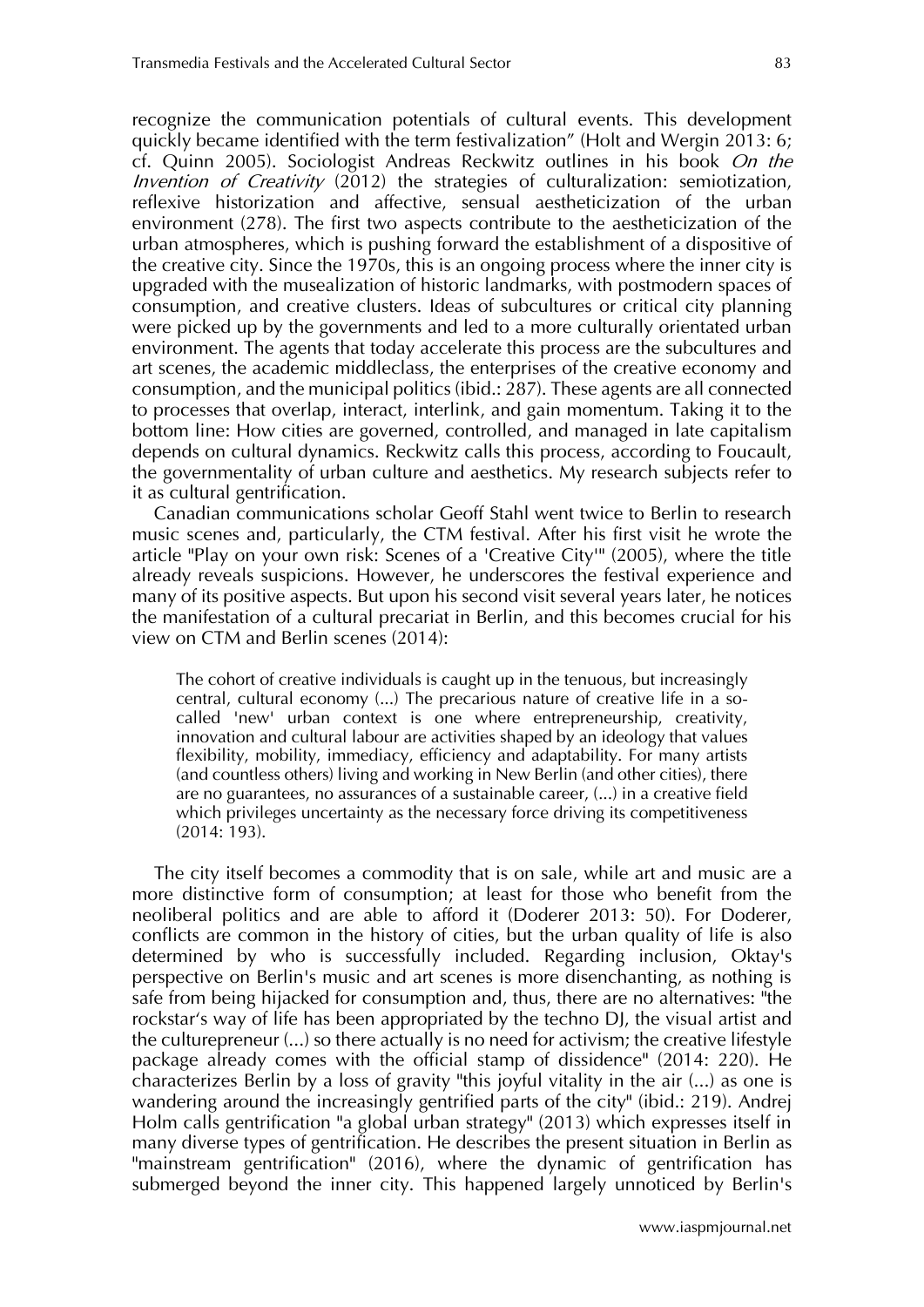recognize the communication potentials of cultural events. This development quickly became identified with the term festivalization" (Holt and Wergin 2013: 6; cf. Quinn 2005). Sociologist Andreas Reckwitz outlines in his book *On the Invention of Creativity* (2012) the strategies of culturalization: semiotization, reflexive historization and affective, sensual aestheticization of the urban environment (278). The first two aspects contribute to the aestheticization of the urban atmospheres, which is pushing forward the establishment of a dispositive of the creative city. Since the 1970s, this is an ongoing process where the inner city is upgraded with the musealization of historic landmarks, with postmodern spaces of consumption, and creative clusters. Ideas of subcultures or critical city planning were picked up by the governments and led to a more culturally orientated urban environment. The agents that today accelerate this process are the subcultures and art scenes, the academic middleclass, the enterprises of the creative economy and consumption, and the municipal politics (ibid.: 287). These agents are all connected to processes that overlap, interact, interlink, and gain momentum. Taking it to the bottom line: How cities are governed, controlled, and managed in late capitalism depends on cultural dynamics. Reckwitz calls this process, according to Foucault, the governmentality of urban culture and aesthetics. My research subjects refer to it as cultural gentrification.

Canadian communications scholar Geoff Stahl went twice to Berlin to research music scenes and, particularly, the CTM festival. After his first visit he wrote the article "Play on your own risk: Scenes of a 'Creative City'" (2005), where the title already reveals suspicions. However, he underscores the festival experience and many of its positive aspects. But upon his second visit several years later, he notices the manifestation of a cultural precariat in Berlin, and this becomes crucial for his view on CTM and Berlin scenes (2014):

> The cohort of creative individuals is caught up in the tenuous, but increasingly central, cultural economy (...) The precarious nature of creative life in a so-called 'new' urban context is one where entrepreneurship, creativity, innovation and cultural labour are activities shaped by an ideology that values flexibility, mobility, immediacy, efficiency and adaptability. For many artists (and countless others) living and working in New Berlin (and other cities), there are no guarantees, no assurances of a sustainable career, (...) in a creative field which privileges uncertainty as the necessary force driving its competitiveness (2014: 193).

The city itself becomes a commodity that is on sale, while art and music are a more distinctive form of consumption; at least for those who benefit from the neoliberal politics and are able to afford it (Doderer 2013: 50). For Doderer, conflicts are common in the history of cities, but the urban quality of life is also determined by who is successfully included. Regarding inclusion, Oktay's perspective on Berlin's music and art scenes is more disenchanting, as nothing is safe from being hijacked for consumption and, thus, there are no alternatives: "the rockstar's way of life has been appropriated by the techno DJ, the visual artist and the culturepreneur (...) so there actually is no need for activism; the creative lifestyle package already comes with the official stamp of dissidence" (2014: 220). He characterizes Berlin by a loss of gravity "this joyful vitality in the air (...) as one is wandering around the increasingly gentrified parts of the city" (ibid.: 219). Andrej Holm calls gentrification "a global urban strategy" (2013) which expresses itself in many diverse types of gentrification. He describes the present situation in Berlin as "mainstream gentrification" (2016), where the dynamic of gentrification has submerged beyond the inner city. This happened largely unnoticed by Berlin's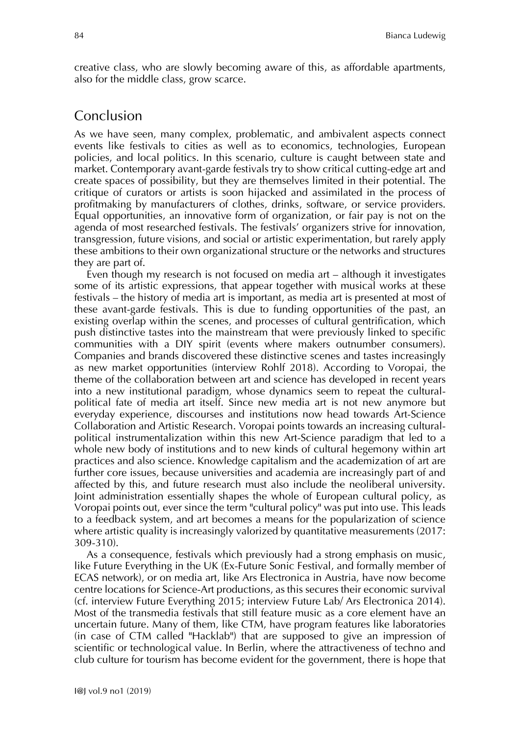creative class, who are slowly becoming aware of this, as affordable apartments, also for the middle class, grow scarce.

## Conclusion

As we have seen, many complex, problematic, and ambivalent aspects connect events like festivals to cities as well as to economics, technologies, European policies, and local politics. In this scenario, culture is caught between state and market. Contemporary avant-garde festivals try to show critical cutting-edge art and create spaces of possibility, but they are themselves limited in their potential. The critique of curators or artists is soon hijacked and assimilated in the process of profitmaking by manufacturers of clothes, drinks, software, or service providers. Equal opportunities, an innovative form of organization, or fair pay is not on the agenda of most researched festivals. The festivals' organizers strive for innovation, transgression, future visions, and social or artistic experimentation, but rarely apply these ambitions to their own organizational structure or the networks and structures they are part of.

Even though my research is not focused on media art – although it investigates some of its artistic expressions, that appear together with musical works at these festivals – the history of media art is important, as media art is presented at most of these avant-garde festivals. This is due to funding opportunities of the past, an existing overlap within the scenes, and processes of cultural gentrification, which push distinctive tastes into the mainstream that were previously linked to specific communities with a DIY spirit (events where makers outnumber consumers). Companies and brands discovered these distinctive scenes and tastes increasingly as new market opportunities (interview Rohlf 2018). According to Voropai, the theme of the collaboration between art and science has developed in recent years into a new institutional paradigm, whose dynamics seem to repeat the cultural-political fate of media art itself. Since new media art is not new anymore but everyday experience, discourses and institutions now head towards Art-Science Collaboration and Artistic Research. Voropai points towards an increasing cultural-political instrumentalization within this new Art-Science paradigm that led to a whole new body of institutions and to new kinds of cultural hegemony within art practices and also science. Knowledge capitalism and the academization of art are further core issues, because universities and academia are increasingly part of and affected by this, and future research must also include the neoliberal university. Joint administration essentially shapes the whole of European cultural policy, as Voropai points out, ever since the term "cultural policy" was put into use. This leads to a feedback system, and art becomes a means for the popularization of science where artistic quality is increasingly valorized by quantitative measurements (2017: 309-310).

As a consequence, festivals which previously had a strong emphasis on music, like Future Everything in the UK (Ex-Future Sonic Festival, and formally member of ECAS network), or on media art, like Ars Electronica in Austria, have now become centre locations for Science-Art productions, as this secures their economic survival (cf. interview Future Everything 2015; interview Future Lab/ Ars Electronica 2014). Most of the transmedia festivals that still feature music as a core element have an uncertain future. Many of them, like CTM, have program features like laboratories (in case of CTM called "Hacklab") that are supposed to give an impression of scientific or technological value. In Berlin, where the attractiveness of techno and club culture for tourism has become evident for the government, there is hope that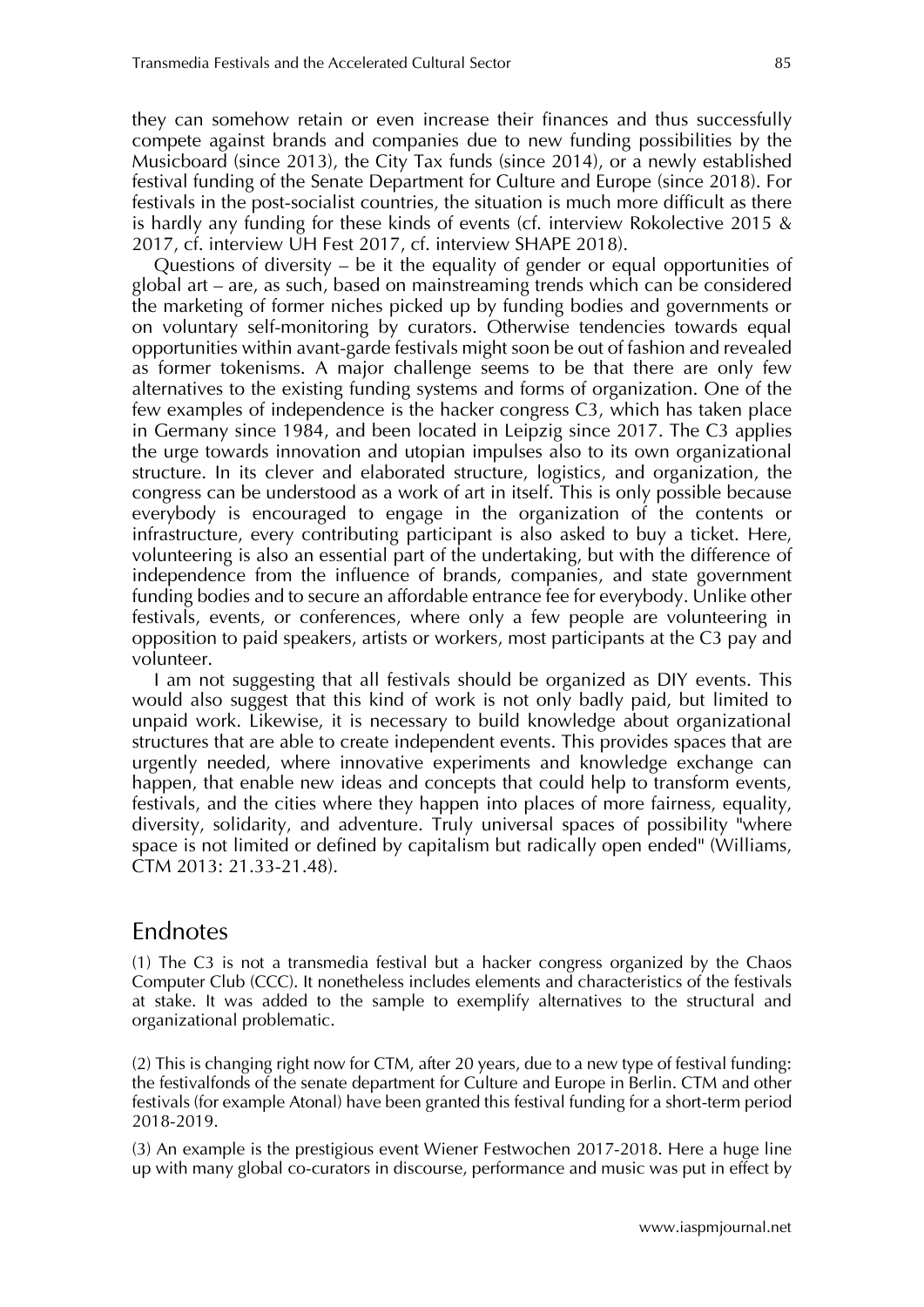they can somehow retain or even increase their finances and thus successfully compete against brands and companies due to new funding possibilities by the Musicboard (since 2013), the City Tax funds (since 2014), or a newly established festival funding of the Senate Department for Culture and Europe (since 2018). For festivals in the post-socialist countries, the situation is much more difficult as there is hardly any funding for these kinds of events (cf. interview Rokolective 2015 & 2017, cf. interview UH Fest 2017, cf. interview SHAPE 2018).

Questions of diversity – be it the equality of gender or equal opportunities of global art – are, as such, based on mainstreaming trends which can be considered the marketing of former niches picked up by funding bodies and governments or on voluntary self-monitoring by curators. Otherwise tendencies towards equal opportunities within avant-garde festivals might soon be out of fashion and revealed as former tokenisms. A major challenge seems to be that there are only few alternatives to the existing funding systems and forms of organization. One of the few examples of independence is the hacker congress C3, which has taken place in Germany since 1984, and been located in Leipzig since 2017. The C3 applies the urge towards innovation and utopian impulses also to its own organizational structure. In its clever and elaborated structure, logistics, and organization, the congress can be understood as a work of art in itself. This is only possible because everybody is encouraged to engage in the organization of the contents or infrastructure, every contributing participant is also asked to buy a ticket. Here, volunteering is also an essential part of the undertaking, but with the difference of independence from the influence of brands, companies, and state government funding bodies and to secure an affordable entrance fee for everybody. Unlike other festivals, events, or conferences, where only a few people are volunteering in opposition to paid speakers, artists or workers, most participants at the C3 pay and volunteer.

I am not suggesting that all festivals should be organized as DIY events. This would also suggest that this kind of work is not only badly paid, but limited to unpaid work. Likewise, it is necessary to build knowledge about organizational structures that are able to create independent events. This provides spaces that are urgently needed, where innovative experiments and knowledge exchange can happen, that enable new ideas and concepts that could help to transform events, festivals, and the cities where they happen into places of more fairness, equality, diversity, solidarity, and adventure. Truly universal spaces of possibility "where space is not limited or defined by capitalism but radically open ended" (Williams, CTM 2013: 21.33-21.48).

## Endnotes

(1) The C3 is not a transmedia festival but a hacker congress organized by the Chaos Computer Club (CCC). It nonetheless includes elements and characteristics of the festivals at stake. It was added to the sample to exemplify alternatives to the structural and organizational problematic.

(2) This is changing right now for CTM, after 20 years, due to a new type of festival funding: the festivalfonds of the senate department for Culture and Europe in Berlin. CTM and other festivals (for example Atonal) have been granted this festival funding for a short-term period 2018-2019.

(3) An example is the prestigious event Wiener Festwochen 2017-2018. Here a huge line up with many global co-curators in discourse, performance and music was put in effect by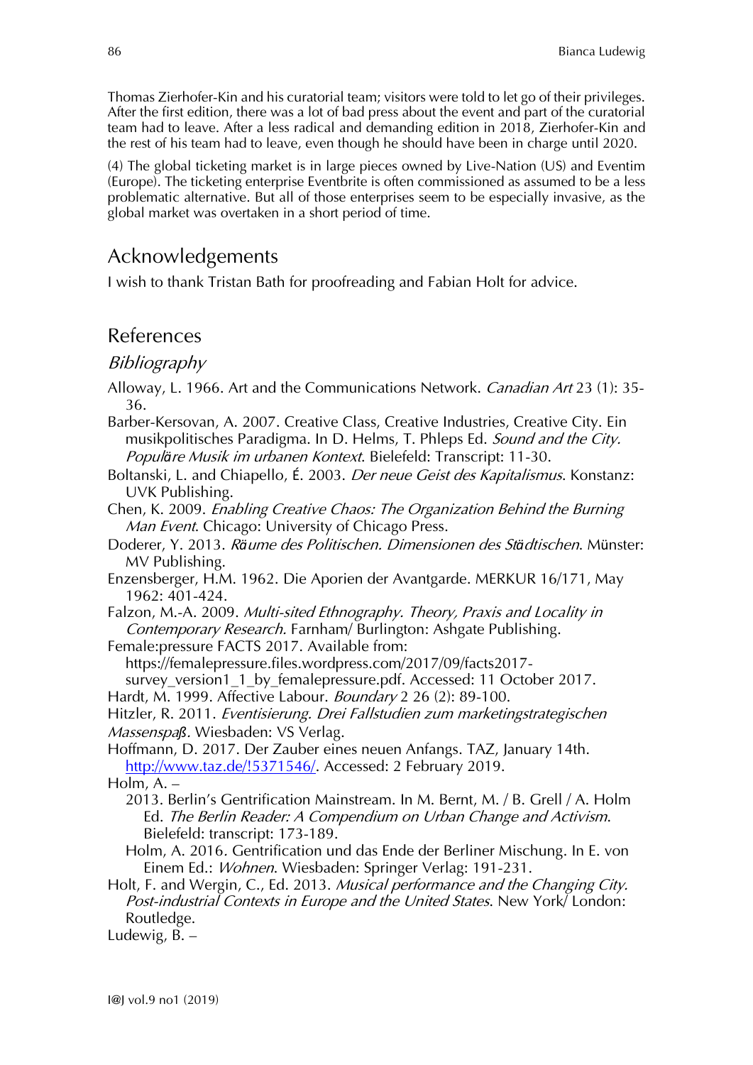Thomas Zierhofer-Kin and his curatorial team; visitors were told to let go of their privileges. After the first edition, there was a lot of bad press about the event and part of the curatorial team had to leave. After a less radical and demanding edition in 2018, Zierhofer-Kin and the rest of his team had to leave, even though he should have been in charge until 2020.

(4) The global ticketing market is in large pieces owned by Live-Nation (US) and Eventim (Europe). The ticketing enterprise Eventbrite is often commissioned as assumed to be a less problematic alternative. But all of those enterprises seem to be especially invasive, as the global market was overtaken in a short period of time.

## Acknowledgements

I wish to thank Tristan Bath for proofreading and Fabian Holt for advice.

## References

### *Bibliography*

Alloway, L. 1966. Art and the Communications Network. *Canadian Art* 23 (1): 35-36.

Barber-Kersovan, A. 2007. Creative Class, Creative Industries, Creative City. Ein musikpolitisches Paradigma. In D. Helms, T. Phleps Ed. *Sound and the City. Populäre Musik im urbanen Kontext*. Bielefeld: Transcript: 11-30.

Boltanski, L. and Chiapello, É. 2003. *Der neue Geist des Kapitalismus*. Konstanz: UVK Publishing.

Chen, K. 2009. *Enabling Creative Chaos: The Organization Behind the Burning Man Event*. Chicago: University of Chicago Press.

Doderer, Y. 2013. *Räume des Politischen. Dimensionen des Städtischen*. Münster: MV Publishing.

Enzensberger, H.M. 1962. Die Aporien der Avantgarde. MERKUR 16/171, May 1962: 401-424.

Falzon, M.-A. 2009. *Multi-sited Ethnography. Theory, Praxis and Locality in Contemporary Research.* Farnham/ Burlington: Ashgate Publishing.

Female:pressure FACTS 2017. Available from: https://femalepressure.files.wordpress.com/2017/09/facts2017-survey_version1_1_by_femalepressure.pdf. Accessed: 11 October 2017.

Hardt, M. 1999. Affective Labour. *Boundary* 2 26 (2): 89-100.

Hitzler, R. 2011. *Eventisierung. Drei Fallstudien zum marketingstrategischen Massenspaß*. Wiesbaden: VS Verlag.

Hoffmann, D. 2017. Der Zauber eines neuen Anfangs. TAZ, January 14th. http://www.taz.de/!5371546/. Accessed: 2 February 2019.

Holm, A. –

2013. Berlin's Gentrification Mainstream. In M. Bernt, M. / B. Grell / A. Holm Ed. *The Berlin Reader: A Compendium on Urban Change and Activism*. Bielefeld: transcript: 173-189.

Holm, A. 2016. Gentrification und das Ende der Berliner Mischung. In E. von Einem Ed.: *Wohnen*. Wiesbaden: Springer Verlag: 191-231.

Holt, F. and Wergin, C., Ed. 2013. *Musical performance and the Changing City. Post-industrial Contexts in Europe and the United States*. New York/ London: Routledge.

Ludewig, B. –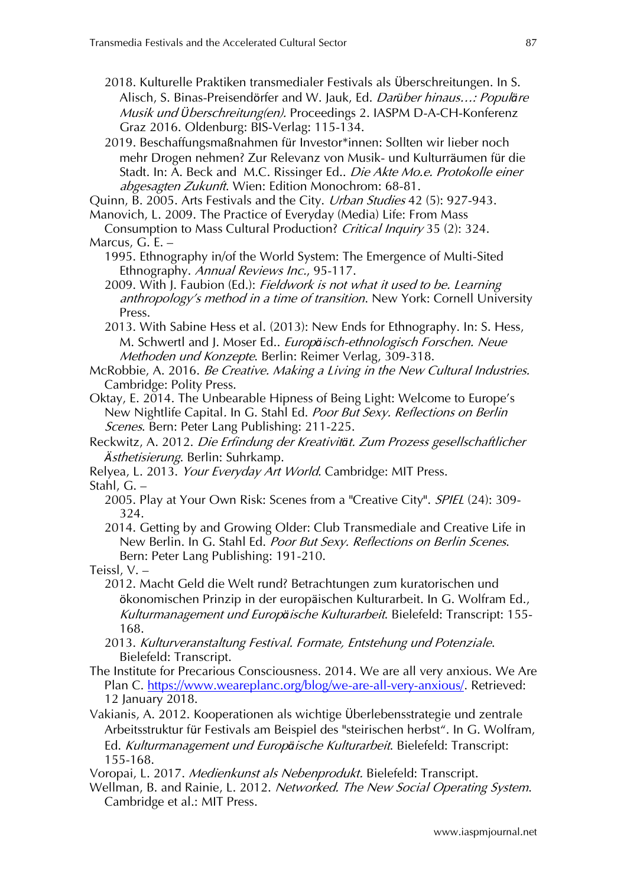2018. Kulturelle Praktiken transmedialer Festivals als Überschreitungen. In S. Alisch, S. Binas-Preisendörfer and W. Jauk, Ed. *Darüber hinaus…: Populäre Musik und Überschreitung(en)*. Proceedings 2. IASPM D-A-CH-Konferenz Graz 2016. Oldenburg: BIS-Verlag: 115-134.

2019. Beschaffungsmaßnahmen für Investor*innen: Sollten wir lieber noch mehr Drogen nehmen? Zur Relevanz von Musik- und Kulturräumen für die Stadt. In: A. Beck and M.C. Rissinger Ed.. *Die Akte Mo.e. Protokolle einer abgesagten Zukunft*. Wien: Edition Monochrom: 68-81.

Quinn, B. 2005. Arts Festivals and the City. *Urban Studies* 42 (5): 927-943.

Manovich, L. 2009. The Practice of Everyday (Media) Life: From Mass Consumption to Mass Cultural Production? *Critical Inquiry* 35 (2): 324.

Marcus, G. E. –

1995. Ethnography in/of the World System: The Emergence of Multi-Sited Ethnography. *Annual Reviews Inc.*, 95-117.

2009. With J. Faubion (Ed.): *Fieldwork is not what it used to be. Learning anthropology's method in a time of transition*. New York: Cornell University Press.

2013. With Sabine Hess et al. (2013): New Ends for Ethnography. In: S. Hess, M. Schwertl and J. Moser Ed.. *Europäisch-ethnologisch Forschen. Neue Methoden und Konzepte*. Berlin: Reimer Verlag, 309-318.

McRobbie, A. 2016. *Be Creative. Making a Living in the New Cultural Industries.* Cambridge: Polity Press.

Oktay, E. 2014. The Unbearable Hipness of Being Light: Welcome to Europe's New Nightlife Capital. In G. Stahl Ed. *Poor But Sexy. Reflections on Berlin Scenes*. Bern: Peter Lang Publishing: 211-225.

Reckwitz, A. 2012. *Die Erfindung der Kreativität. Zum Prozess gesellschaftlicher Ästhetisierung*. Berlin: Suhrkamp.

Relyea, L. 2013. *Your Everyday Art World*. Cambridge: MIT Press.

Stahl, G. –

2005. Play at Your Own Risk: Scenes from a "Creative City". *SPIEL* (24): 309-324.

2014. Getting by and Growing Older: Club Transmediale and Creative Life in New Berlin. In G. Stahl Ed. *Poor But Sexy. Reflections on Berlin Scenes*. Bern: Peter Lang Publishing: 191-210.

Teissl, V. –

2012. Macht Geld die Welt rund? Betrachtungen zum kuratorischen und ökonomischen Prinzip in der europäischen Kulturarbeit. In G. Wolfram Ed., *Kulturmanagement und Europäische Kulturarbeit*. Bielefeld: Transcript: 155-168.

2013. *Kulturveranstaltung Festival. Formate, Entstehung und Potenziale*. Bielefeld: Transcript.

The Institute for Precarious Consciousness. 2014. We are all very anxious. We Are Plan C. https://www.weareplanc.org/blog/we-are-all-very-anxious/. Retrieved: 12 January 2018.

Vakianis, A. 2012. Kooperationen als wichtige Überlebensstrategie und zentrale Arbeitsstruktur für Festivals am Beispiel des "steirischen herbst". In G. Wolfram, Ed. *Kulturmanagement und Europäische Kulturarbeit*. Bielefeld: Transcript: 155-168.

Voropai, L. 2017. *Medienkunst als Nebenprodukt.* Bielefeld: Transcript.

Wellman, B. and Rainie, L. 2012. *Networked. The New Social Operating System*. Cambridge et al.: MIT Press.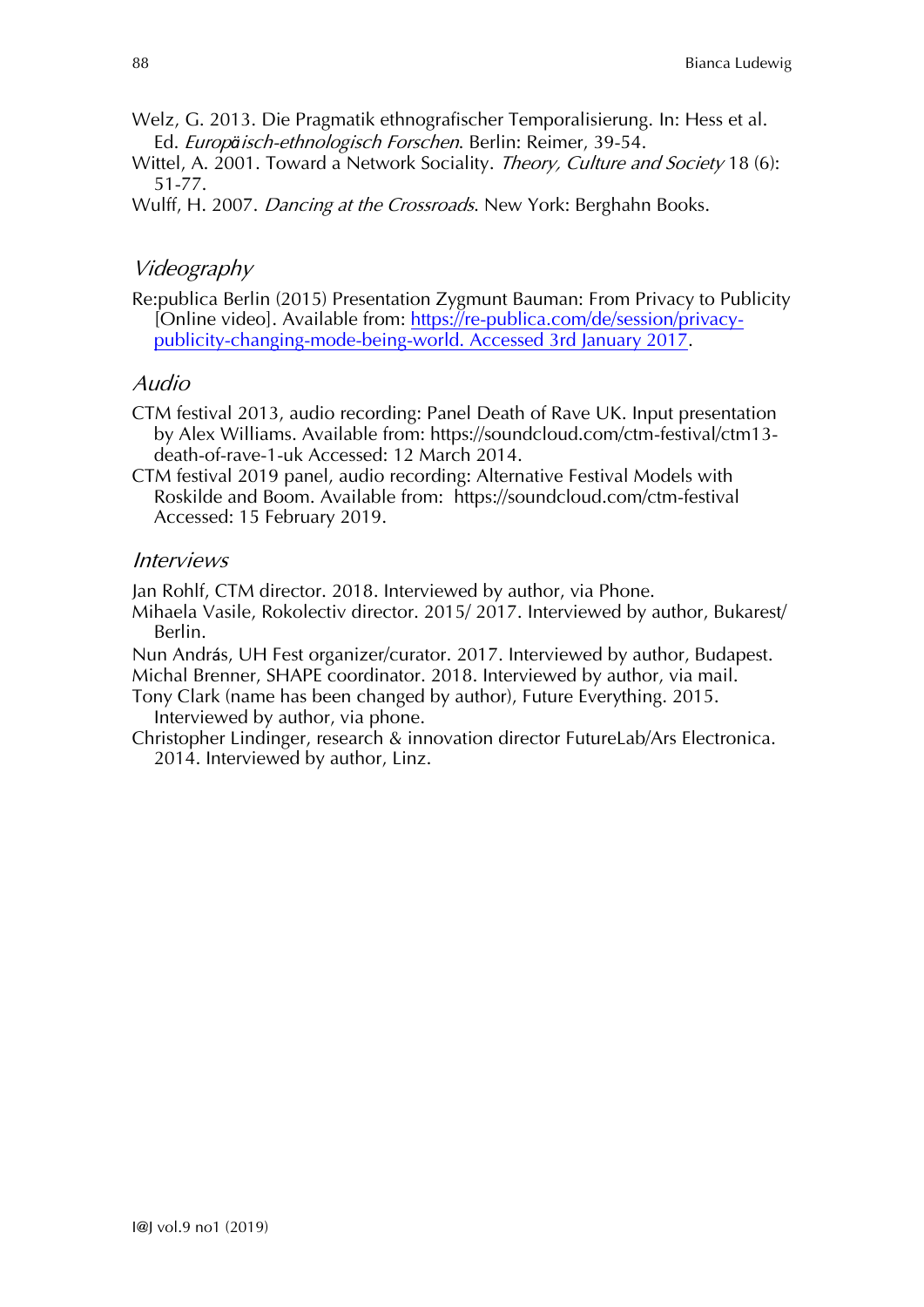Welz, G. 2013. Die Pragmatik ethnografischer Temporalisierung. In: Hess et al. Ed. *Europäisch-ethnologisch Forschen*. Berlin: Reimer, 39-54.

Wittel, A. 2001. Toward a Network Sociality. *Theory, Culture and Society* 18 (6): 51-77.

Wulff, H. 2007. *Dancing at the Crossroads*. New York: Berghahn Books.

## *Videography*

Re:publica Berlin (2015) Presentation Zygmunt Bauman: From Privacy to Publicity [Online video]. Available from: [https://re-publica.com/de/session/privacy-publicity-changing-mode-being-world. Accessed 3rd January 2017](https://re-publica.com/de/session/privacy-publicity-changing-mode-being-world).

## *Audio*

CTM festival 2013, audio recording: Panel Death of Rave UK. Input presentation by Alex Williams. Available from: https://soundcloud.com/ctm-festival/ctm13-death-of-rave-1-uk Accessed: 12 March 2014.

CTM festival 2019 panel, audio recording: Alternative Festival Models with Roskilde and Boom. Available from: https://soundcloud.com/ctm-festival Accessed: 15 February 2019.

## *Interviews*

Jan Rohlf, CTM director. 2018. Interviewed by author, via Phone.

Mihaela Vasile, Rokolectiv director. 2015/ 2017. Interviewed by author, Bukarest/ Berlin.

Nun András, UH Fest organizer/curator. 2017. Interviewed by author, Budapest.

Michal Brenner, SHAPE coordinator. 2018. Interviewed by author, via mail.

Tony Clark (name has been changed by author), Future Everything. 2015. Interviewed by author, via phone.

Christopher Lindinger, research & innovation director FutureLab/Ars Electronica. 2014. Interviewed by author, Linz.